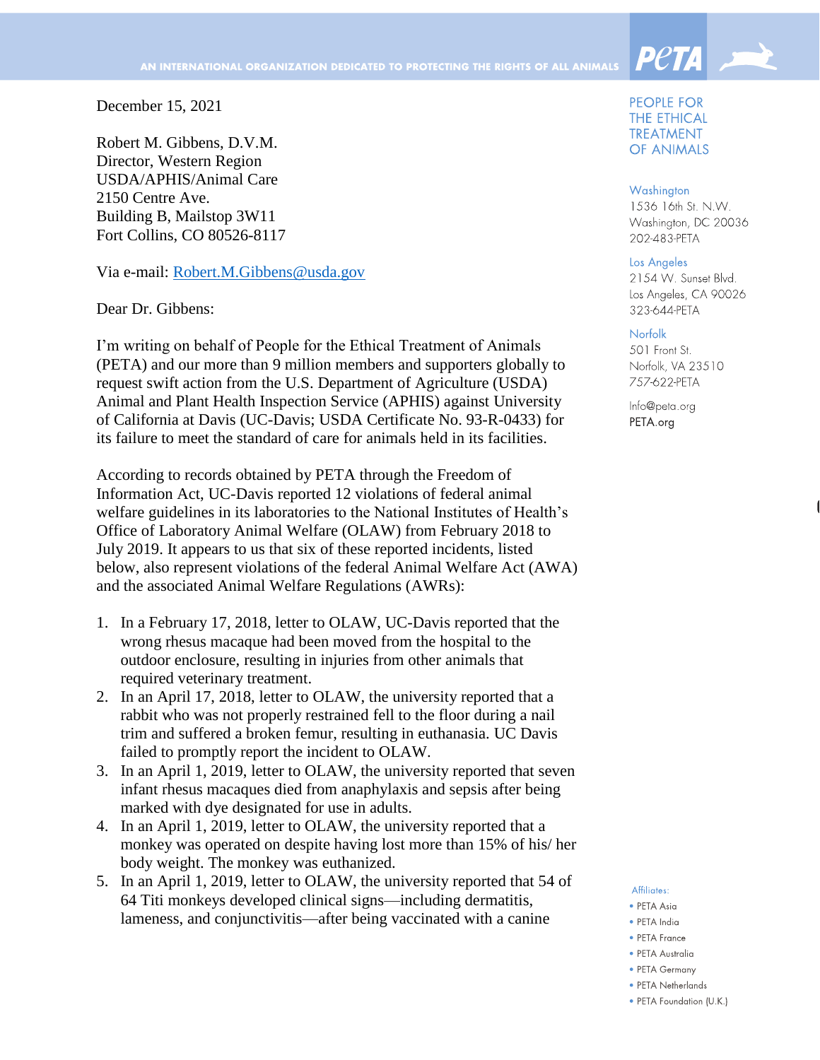AN INTERNATIONAL ORGANIZATION DEDICATED TO PROTECTING THE RIGHTS OF ALL ANIMALS

PETA

PEOPLE FOR THE ETHICAL TREATMENT OF ANIMALS

Washington
1536 16th St. N.W.
Washington, DC 20036
202-483-PETA

Los Angeles
2154 W. Sunset Blvd.
Los Angeles, CA 90026
323-644-PETA

Norfolk
501 Front St.
Norfolk, VA 23510
757-622-PETA

Info@peta.org
PETA.org

Affiliates:
- PETA Asia
- PETA India
- PETA France
- PETA Australia
- PETA Germany
- PETA Netherlands
- PETA Foundation (U.K.)

December 15, 2021

Robert M. Gibbens, D.V.M.
Director, Western Region
USDA/APHIS/Animal Care
2150 Centre Ave.
Building B, Mailstop 3W11
Fort Collins, CO 80526-8117

Via e-mail: Robert.M.Gibbens@usda.gov

Dear Dr. Gibbens:

I'm writing on behalf of People for the Ethical Treatment of Animals (PETA) and our more than 9 million members and supporters globally to request swift action from the U.S. Department of Agriculture (USDA) Animal and Plant Health Inspection Service (APHIS) against University of California at Davis (UC-Davis; USDA Certificate No. 93-R-0433) for its failure to meet the standard of care for animals held in its facilities.

According to records obtained by PETA through the Freedom of Information Act, UC-Davis reported 12 violations of federal animal welfare guidelines in its laboratories to the National Institutes of Health's Office of Laboratory Animal Welfare (OLAW) from February 2018 to July 2019. It appears to us that six of these reported incidents, listed below, also represent violations of the federal Animal Welfare Act (AWA) and the associated Animal Welfare Regulations (AWRs):

1. In a February 17, 2018, letter to OLAW, UC-Davis reported that the wrong rhesus macaque had been moved from the hospital to the outdoor enclosure, resulting in injuries from other animals that required veterinary treatment.
2. In an April 17, 2018, letter to OLAW, the university reported that a rabbit who was not properly restrained fell to the floor during a nail trim and suffered a broken femur, resulting in euthanasia. UC Davis failed to promptly report the incident to OLAW.
3. In an April 1, 2019, letter to OLAW, the university reported that seven infant rhesus macaques died from anaphylaxis and sepsis after being marked with dye designated for use in adults.
4. In an April 1, 2019, letter to OLAW, the university reported that a monkey was operated on despite having lost more than 15% of his/ her body weight. The monkey was euthanized.
5. In an April 1, 2019, letter to OLAW, the university reported that 54 of 64 Titi monkeys developed clinical signs—including dermatitis, lameness, and conjunctivitis—after being vaccinated with a canine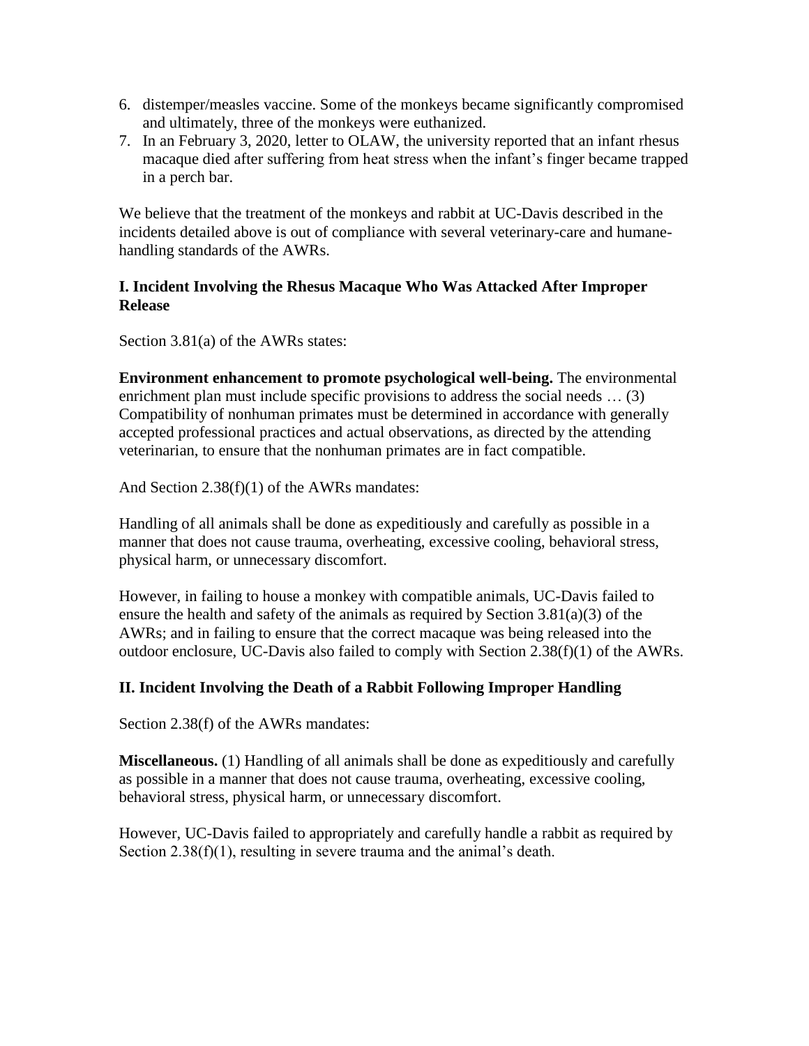6. distemper/measles vaccine. Some of the monkeys became significantly compromised and ultimately, three of the monkeys were euthanized.
7. In an February 3, 2020, letter to OLAW, the university reported that an infant rhesus macaque died after suffering from heat stress when the infant's finger became trapped in a perch bar.

We believe that the treatment of the monkeys and rabbit at UC-Davis described in the incidents detailed above is out of compliance with several veterinary-care and humane-handling standards of the AWRs.

### I. Incident Involving the Rhesus Macaque Who Was Attacked After Improper Release

Section 3.81(a) of the AWRs states:

**Environment enhancement to promote psychological well-being.** The environmental enrichment plan must include specific provisions to address the social needs … (3) Compatibility of nonhuman primates must be determined in accordance with generally accepted professional practices and actual observations, as directed by the attending veterinarian, to ensure that the nonhuman primates are in fact compatible.

And Section 2.38(f)(1) of the AWRs mandates:

Handling of all animals shall be done as expeditiously and carefully as possible in a manner that does not cause trauma, overheating, excessive cooling, behavioral stress, physical harm, or unnecessary discomfort.

However, in failing to house a monkey with compatible animals, UC-Davis failed to ensure the health and safety of the animals as required by Section 3.81(a)(3) of the AWRs; and in failing to ensure that the correct macaque was being released into the outdoor enclosure, UC-Davis also failed to comply with Section 2.38(f)(1) of the AWRs.

### II. Incident Involving the Death of a Rabbit Following Improper Handling

Section 2.38(f) of the AWRs mandates:

**Miscellaneous.** (1) Handling of all animals shall be done as expeditiously and carefully as possible in a manner that does not cause trauma, overheating, excessive cooling, behavioral stress, physical harm, or unnecessary discomfort.

However, UC-Davis failed to appropriately and carefully handle a rabbit as required by Section 2.38(f)(1), resulting in severe trauma and the animal's death.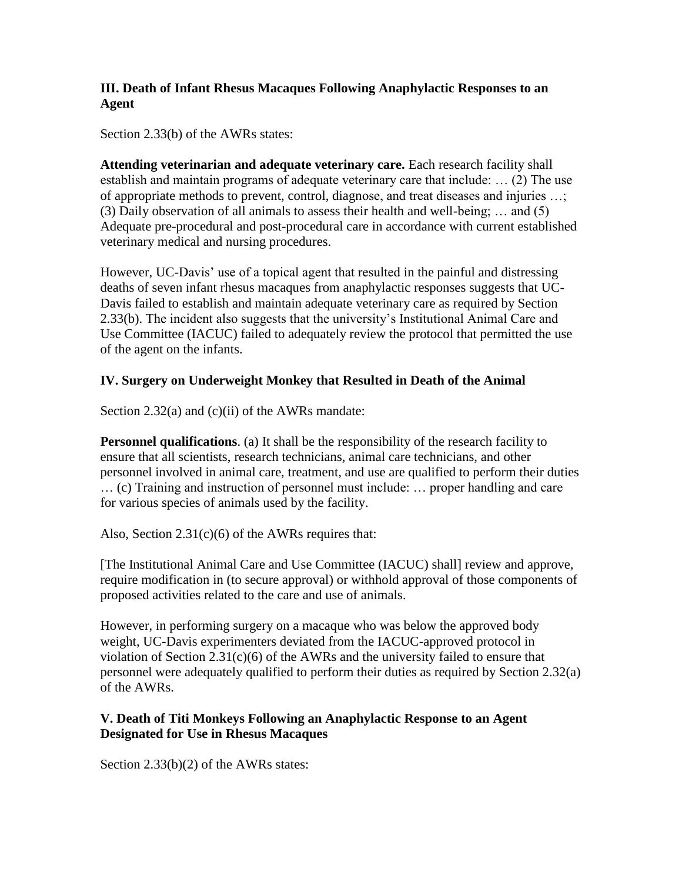### III. Death of Infant Rhesus Macaques Following Anaphylactic Responses to an Agent

Section 2.33(b) of the AWRs states:

**Attending veterinarian and adequate veterinary care.** Each research facility shall establish and maintain programs of adequate veterinary care that include: … (2) The use of appropriate methods to prevent, control, diagnose, and treat diseases and injuries …; (3) Daily observation of all animals to assess their health and well-being; … and (5) Adequate pre-procedural and post-procedural care in accordance with current established veterinary medical and nursing procedures.

However, UC-Davis' use of a topical agent that resulted in the painful and distressing deaths of seven infant rhesus macaques from anaphylactic responses suggests that UC-Davis failed to establish and maintain adequate veterinary care as required by Section 2.33(b). The incident also suggests that the university's Institutional Animal Care and Use Committee (IACUC) failed to adequately review the protocol that permitted the use of the agent on the infants.

### IV. Surgery on Underweight Monkey that Resulted in Death of the Animal

Section 2.32(a) and (c)(ii) of the AWRs mandate:

**Personnel qualifications**. (a) It shall be the responsibility of the research facility to ensure that all scientists, research technicians, animal care technicians, and other personnel involved in animal care, treatment, and use are qualified to perform their duties … (c) Training and instruction of personnel must include: … proper handling and care for various species of animals used by the facility.

Also, Section 2.31(c)(6) of the AWRs requires that:

[The Institutional Animal Care and Use Committee (IACUC) shall] review and approve, require modification in (to secure approval) or withhold approval of those components of proposed activities related to the care and use of animals.

However, in performing surgery on a macaque who was below the approved body weight, UC-Davis experimenters deviated from the IACUC-approved protocol in violation of Section 2.31(c)(6) of the AWRs and the university failed to ensure that personnel were adequately qualified to perform their duties as required by Section 2.32(a) of the AWRs.

### V. Death of Titi Monkeys Following an Anaphylactic Response to an Agent Designated for Use in Rhesus Macaques

Section 2.33(b)(2) of the AWRs states: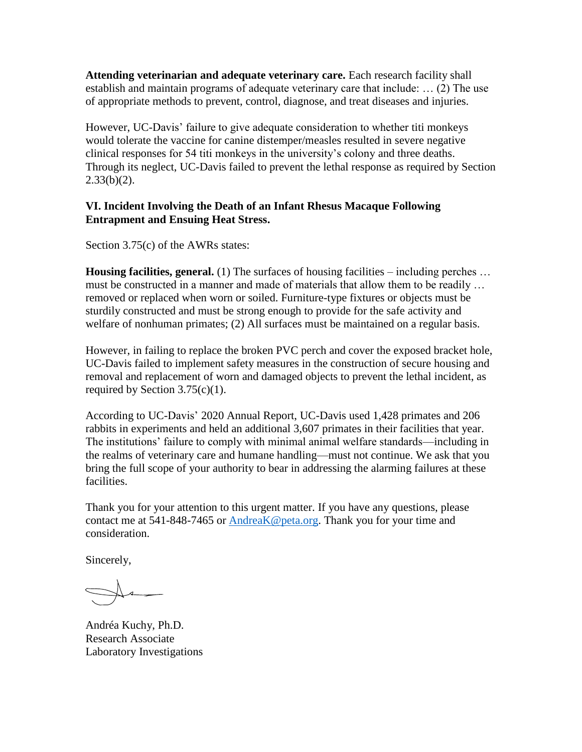**Attending veterinarian and adequate veterinary care.** Each research facility shall establish and maintain programs of adequate veterinary care that include: … (2) The use of appropriate methods to prevent, control, diagnose, and treat diseases and injuries.

However, UC-Davis' failure to give adequate consideration to whether titi monkeys would tolerate the vaccine for canine distemper/measles resulted in severe negative clinical responses for 54 titi monkeys in the university's colony and three deaths. Through its neglect, UC-Davis failed to prevent the lethal response as required by Section 2.33(b)(2).

**VI. Incident Involving the Death of an Infant Rhesus Macaque Following Entrapment and Ensuing Heat Stress.**

Section 3.75(c) of the AWRs states:

**Housing facilities, general.** (1) The surfaces of housing facilities – including perches … must be constructed in a manner and made of materials that allow them to be readily … removed or replaced when worn or soiled. Furniture-type fixtures or objects must be sturdily constructed and must be strong enough to provide for the safe activity and welfare of nonhuman primates; (2) All surfaces must be maintained on a regular basis.

However, in failing to replace the broken PVC perch and cover the exposed bracket hole, UC-Davis failed to implement safety measures in the construction of secure housing and removal and replacement of worn and damaged objects to prevent the lethal incident, as required by Section 3.75(c)(1).

According to UC-Davis' 2020 Annual Report, UC-Davis used 1,428 primates and 206 rabbits in experiments and held an additional 3,607 primates in their facilities that year. The institutions' failure to comply with minimal animal welfare standards—including in the realms of veterinary care and humane handling—must not continue. We ask that you bring the full scope of your authority to bear in addressing the alarming failures at these facilities.

Thank you for your attention to this urgent matter. If you have any questions, please contact me at 541-848-7465 or [AndreaK@peta.org](mailto:AndreaK@peta.org). Thank you for your time and consideration.

Sincerely,

Andréa Kuchy, Ph.D.
Research Associate
Laboratory Investigations